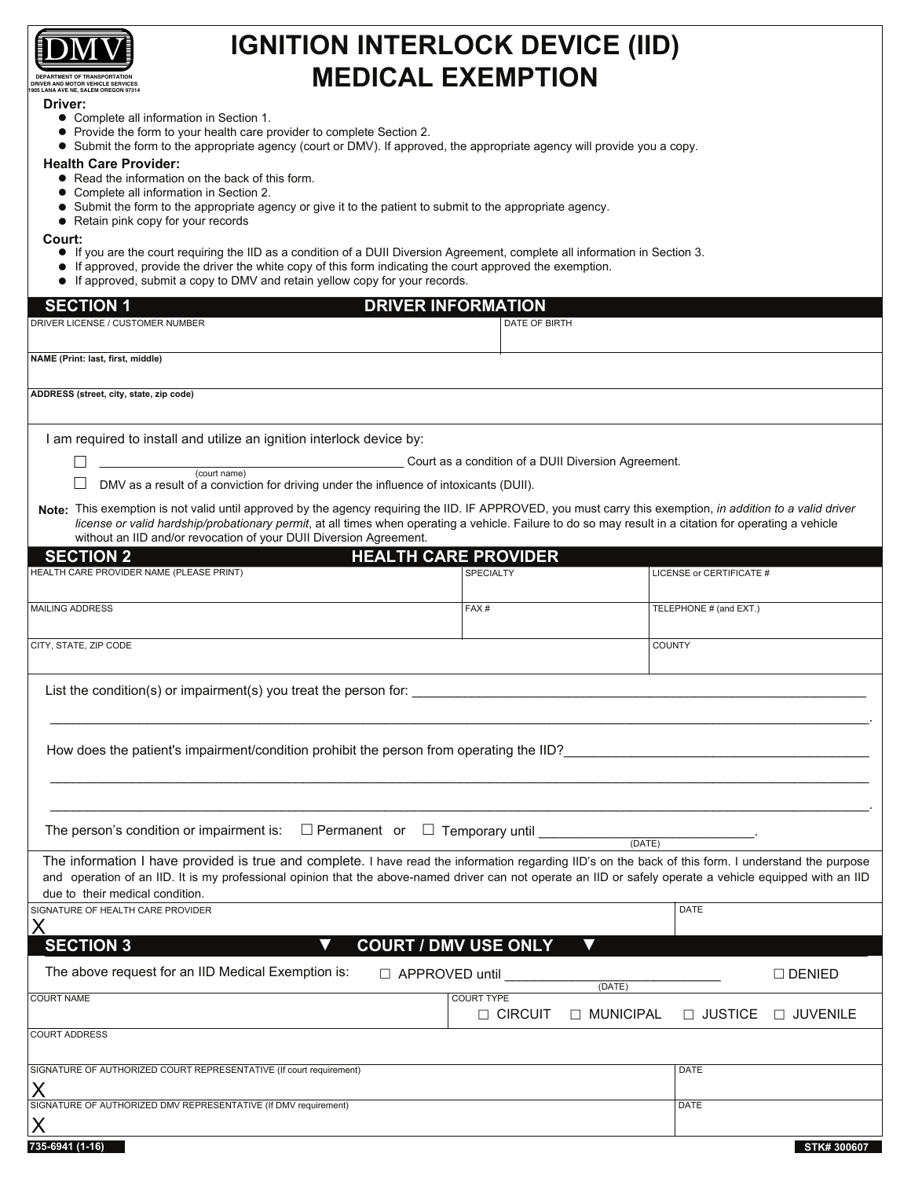DMV

DEPARTMENT OF TRANSPORTATION
DRIVER AND MOTOR VEHICLE SERVICES
1905 LANA AVE NE, SALEM OREGON 97314

# IGNITION INTERLOCK DEVICE (IID) MEDICAL EXEMPTION

**Driver:**

- Complete all information in Section 1.
- Provide the form to your health care provider to complete Section 2.
- Submit the form to the appropriate agency (court or DMV). If approved, the appropriate agency will provide you a copy.

**Health Care Provider:**

- Read the information on the back of this form.
- Complete all information in Section 2.
- Submit the form to the appropriate agency or give it to the patient to submit to the appropriate agency.
- Retain pink copy for your records

**Court:**

- If you are the court requiring the IID as a condition of a DUII Diversion Agreement, complete all information in Section 3.
- If approved, provide the driver the white copy of this form indicating the court approved the exemption.
- If approved, submit a copy to DMV and retain yellow copy for your records.

## SECTION 1 — DRIVER INFORMATION

| DRIVER LICENSE / CUSTOMER NUMBER | DATE OF BIRTH |
|---|---|
| | |

**NAME (Print: last, first, middle)**

**ADDRESS (street, city, state, zip code)**

I am required to install and utilize an ignition interlock device by:

☐ ____________________________________ Court as a condition of a DUII Diversion Agreement.
(court name)

☐ DMV as a result of a conviction for driving under the influence of intoxicants (DUII).

**Note:** This exemption is not valid until approved by the agency requiring the IID. IF APPROVED, you must carry this exemption, *in addition to a valid driver license or valid hardship/probationary permit*, at all times when operating a vehicle. Failure to do so may result in a citation for operating a vehicle without an IID and/or revocation of your DUII Diversion Agreement.

## SECTION 2 — HEALTH CARE PROVIDER

| HEALTH CARE PROVIDER NAME (PLEASE PRINT) | SPECIALTY | LICENSE or CERTIFICATE # |
|---|---|---|
| | | |
| **MAILING ADDRESS** | **FAX #** | **TELEPHONE # (and EXT.)** |
| | | |
| **CITY, STATE, ZIP CODE** | | **COUNTY** |
| | | |

List the condition(s) or impairment(s) you treat the person for: ____________________________________________

______________________________________________________________________________.

How does the patient's impairment/condition prohibit the person from operating the IID?____________________________

______________________________________________________________________________

______________________________________________________________________________.

The person's condition or impairment is: ☐ Permanent or ☐ Temporary until ______________________.
(DATE)

The information I have provided is true and complete. I have read the information regarding IID's on the back of this form. I understand the purpose and operation of an IID. It is my professional opinion that the above-named driver can not operate an IID or safely operate a vehicle equipped with an IID due to their medical condition.

| SIGNATURE OF HEALTH CARE PROVIDER | DATE |
|---|---|
| X | |

## SECTION 3 — ▼ COURT / DMV USE ONLY ▼

The above request for an IID Medical Exemption is: ☐ APPROVED until ______________________ ☐ DENIED
(DATE)

| COURT NAME | COURT TYPE |
|---|---|
| | ☐ CIRCUIT ☐ MUNICIPAL ☐ JUSTICE ☐ JUVENILE |

**COURT ADDRESS**

| SIGNATURE OF AUTHORIZED COURT REPRESENTATIVE (If court requirement) | DATE |
|---|---|
| X | |
| **SIGNATURE OF AUTHORIZED DMV REPRESENTATIVE (If DMV requirement)** | **DATE** |
| X | |

735-6941 (1-16) STK# 300607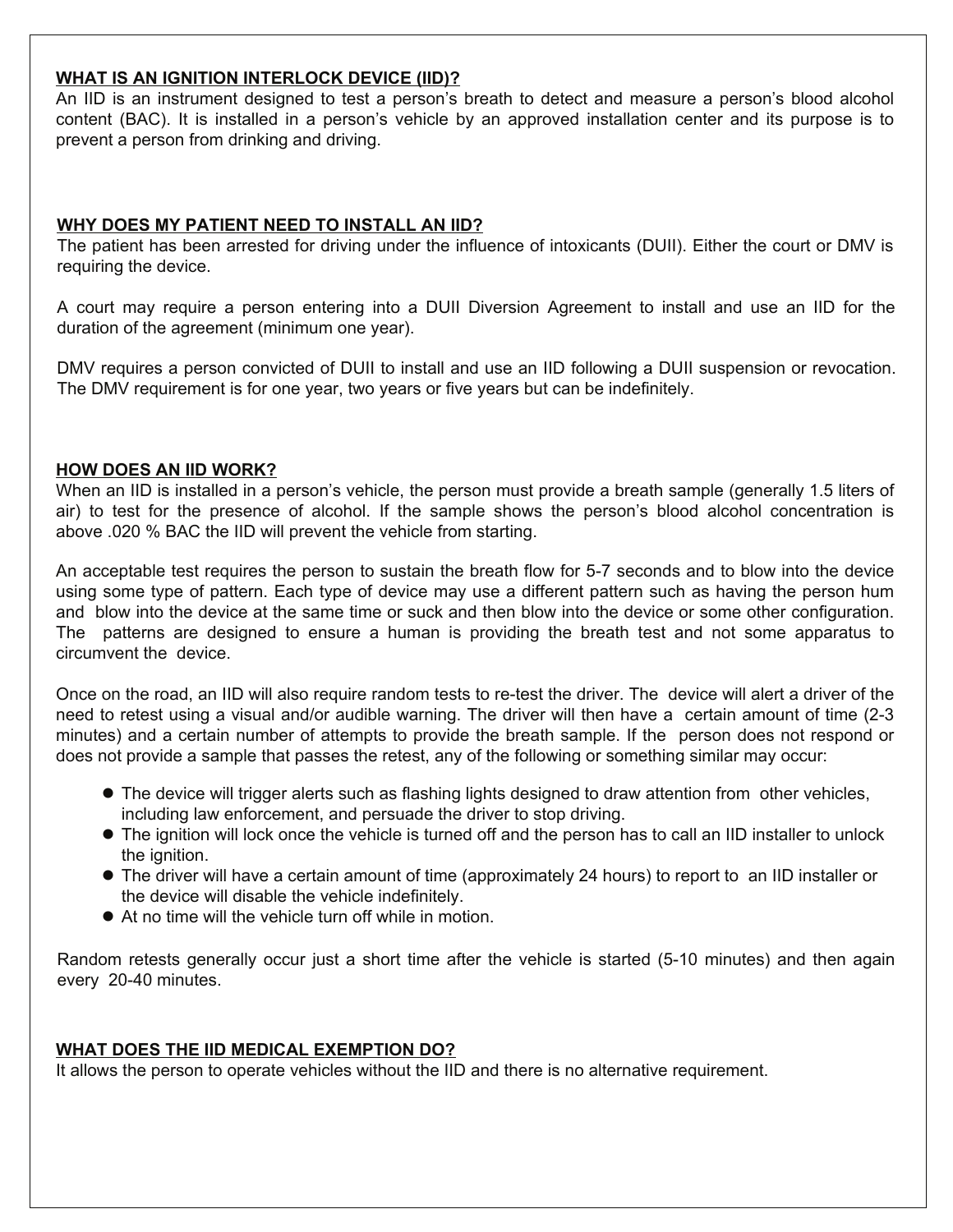**WHAT IS AN IGNITION INTERLOCK DEVICE (IID)?**

An IID is an instrument designed to test a person's breath to detect and measure a person's blood alcohol content (BAC). It is installed in a person's vehicle by an approved installation center and its purpose is to prevent a person from drinking and driving.

**WHY DOES MY PATIENT NEED TO INSTALL AN IID?**

The patient has been arrested for driving under the influence of intoxicants (DUII). Either the court or DMV is requiring the device.

A court may require a person entering into a DUII Diversion Agreement to install and use an IID for the duration of the agreement (minimum one year).

DMV requires a person convicted of DUII to install and use an IID following a DUII suspension or revocation. The DMV requirement is for one year, two years or five years but can be indefinitely.

**HOW DOES AN IID WORK?**

When an IID is installed in a person's vehicle, the person must provide a breath sample (generally 1.5 liters of air) to test for the presence of alcohol. If the sample shows the person's blood alcohol concentration is above .020 % BAC the IID will prevent the vehicle from starting.

An acceptable test requires the person to sustain the breath flow for 5-7 seconds and to blow into the device using some type of pattern. Each type of device may use a different pattern such as having the person hum and blow into the device at the same time or suck and then blow into the device or some other configuration. The patterns are designed to ensure a human is providing the breath test and not some apparatus to circumvent the device.

Once on the road, an IID will also require random tests to re-test the driver. The device will alert a driver of the need to retest using a visual and/or audible warning. The driver will then have a certain amount of time (2-3 minutes) and a certain number of attempts to provide the breath sample. If the person does not respond or does not provide a sample that passes the retest, any of the following or something similar may occur:

- The device will trigger alerts such as flashing lights designed to draw attention from other vehicles, including law enforcement, and persuade the driver to stop driving.
- The ignition will lock once the vehicle is turned off and the person has to call an IID installer to unlock the ignition.
- The driver will have a certain amount of time (approximately 24 hours) to report to an IID installer or the device will disable the vehicle indefinitely.
- At no time will the vehicle turn off while in motion.

Random retests generally occur just a short time after the vehicle is started (5-10 minutes) and then again every 20-40 minutes.

**WHAT DOES THE IID MEDICAL EXEMPTION DO?**

It allows the person to operate vehicles without the IID and there is no alternative requirement.